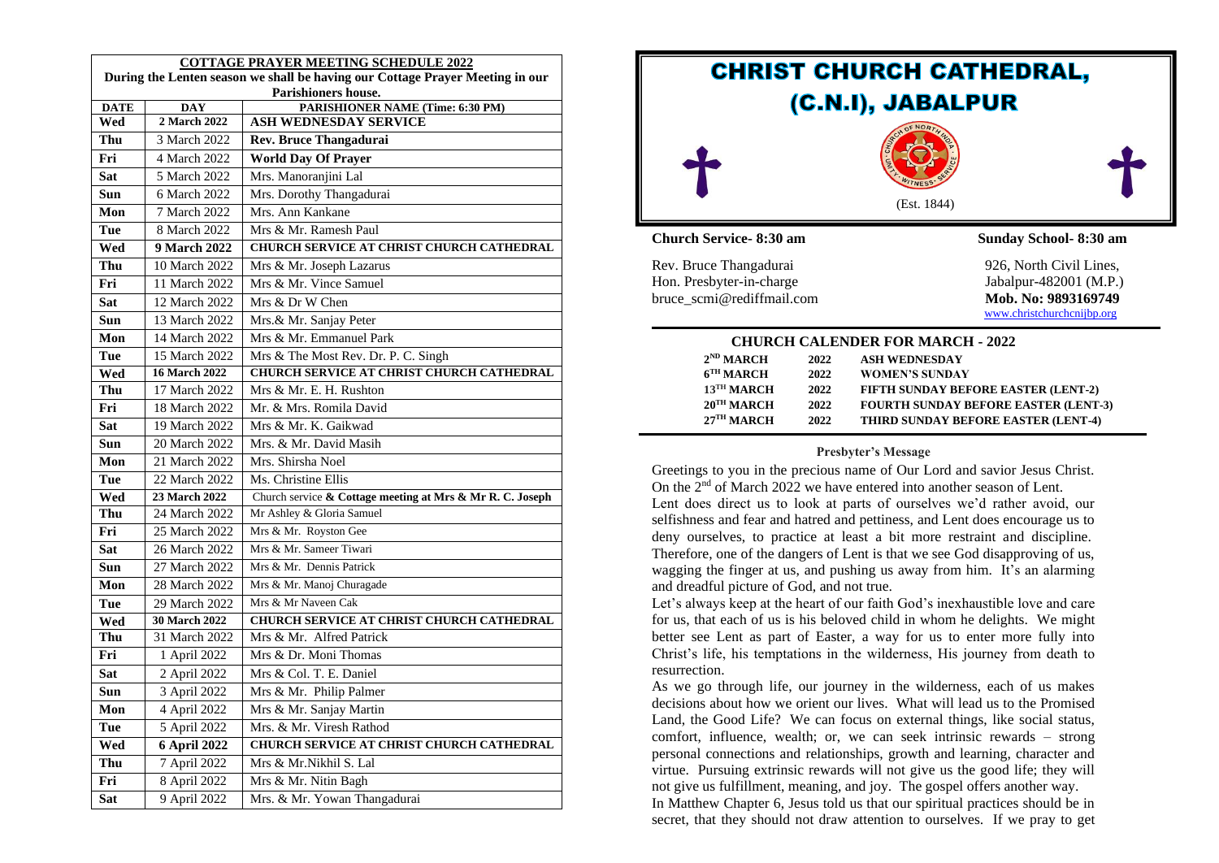## COTTAGE PRAYER MEETING SCHEDULE 2022

**During the Lenten season we shall be having our Cottage Prayer Meeting in our Parishioners house.**

| DATE | DAY | PARISHIONER NAME (Time: 6:30 PM) |
|---|---|---|
| Wed | 2 March 2022 | **ASH WEDNESDAY SERVICE** |
| Thu | 3 March 2022 | **Rev. Bruce Thangadurai** |
| Fri | 4 March 2022 | **World Day Of Prayer** |
| Sat | 5 March 2022 | Mrs. Manoranjini Lal |
| Sun | 6 March 2022 | Mrs. Dorothy Thangadurai |
| Mon | 7 March 2022 | Mrs. Ann Kankane |
| Tue | 8 March 2022 | Mrs & Mr. Ramesh Paul |
| Wed | **9 March 2022** | **CHURCH SERVICE AT CHRIST CHURCH CATHEDRAL** |
| Thu | 10 March 2022 | Mrs & Mr. Joseph Lazarus |
| Fri | 11 March 2022 | Mrs & Mr. Vince Samuel |
| Sat | 12 March 2022 | Mrs & Dr W Chen |
| Sun | 13 March 2022 | Mrs.& Mr. Sanjay Peter |
| Mon | 14 March 2022 | Mrs & Mr. Emmanuel Park |
| Tue | 15 March 2022 | Mrs & The Most Rev. Dr. P. C. Singh |
| Wed | **16 March 2022** | **CHURCH SERVICE AT CHRIST CHURCH CATHEDRAL** |
| Thu | 17 March 2022 | Mrs & Mr. E. H. Rushton |
| Fri | 18 March 2022 | Mr. & Mrs. Romila David |
| Sat | 19 March 2022 | Mrs & Mr. K. Gaikwad |
| Sun | 20 March 2022 | Mrs. & Mr. David Masih |
| Mon | 21 March 2022 | Mrs. Shirsha Noel |
| Tue | 22 March 2022 | Ms. Christine Ellis |
| Wed | **23 March 2022** | Church service **& Cottage meeting at Mrs & Mr R. C. Joseph** |
| Thu | 24 March 2022 | Mr Ashley & Gloria Samuel |
| Fri | 25 March 2022 | Mrs & Mr. Royston Gee |
| Sat | 26 March 2022 | Mrs & Mr. Sameer Tiwari |
| Sun | 27 March 2022 | Mrs & Mr. Dennis Patrick |
| Mon | 28 March 2022 | Mrs & Mr. Manoj Churagade |
| Tue | 29 March 2022 | Mrs & Mr Naveen Cak |
| Wed | **30 March 2022** | **CHURCH SERVICE AT CHRIST CHURCH CATHEDRAL** |
| Thu | 31 March 2022 | Mrs & Mr. Alfred Patrick |
| Fri | 1 April 2022 | Mrs & Dr. Moni Thomas |
| Sat | 2 April 2022 | Mrs & Col. T. E. Daniel |
| Sun | 3 April 2022 | Mrs & Mr. Philip Palmer |
| Mon | 4 April 2022 | Mrs & Mr. Sanjay Martin |
| Tue | 5 April 2022 | Mrs. & Mr. Viresh Rathod |
| Wed | **6 April 2022** | **CHURCH SERVICE AT CHRIST CHURCH CATHEDRAL** |
| Thu | 7 April 2022 | Mrs & Mr.Nikhil S. Lal |
| Fri | 8 April 2022 | Mrs & Mr. Nitin Bagh |
| Sat | 9 April 2022 | Mrs. & Mr. Yowan Thangadurai |

# CHRIST CHURCH CATHEDRAL, (C.N.I), JABALPUR

(Est. 1844)

**Church Service- 8:30 am** | **Sunday School- 8:30 am**

Rev. Bruce Thangadurai
Hon. Presbyter-in-charge
bruce_scmi@rediffmail.com

926, North Civil Lines,
Jabalpur-482001 (M.P.)
**Mob. No: 9893169749**
www.christchurchcnijbp.org

## CHURCH CALENDER FOR MARCH - 2022

| | | |
|---|---|---|
| 2ND MARCH | 2022 | ASH WEDNESDAY |
| 6TH MARCH | 2022 | WOMEN'S SUNDAY |
| 13TH MARCH | 2022 | FIFTH SUNDAY BEFORE EASTER (LENT-2) |
| 20TH MARCH | 2022 | FOURTH SUNDAY BEFORE EASTER (LENT-3) |
| 27TH MARCH | 2022 | THIRD SUNDAY BEFORE EASTER (LENT-4) |

### Presbyter's Message

Greetings to you in the precious name of Our Lord and savior Jesus Christ. On the 2nd of March 2022 we have entered into another season of Lent.

Lent does direct us to look at parts of ourselves we'd rather avoid, our selfishness and fear and hatred and pettiness, and Lent does encourage us to deny ourselves, to practice at least a bit more restraint and discipline. Therefore, one of the dangers of Lent is that we see God disapproving of us, wagging the finger at us, and pushing us away from him. It's an alarming and dreadful picture of God, and not true.

Let's always keep at the heart of our faith God's inexhaustible love and care for us, that each of us is his beloved child in whom he delights. We might better see Lent as part of Easter, a way for us to enter more fully into Christ's life, his temptations in the wilderness, His journey from death to resurrection.

As we go through life, our journey in the wilderness, each of us makes decisions about how we orient our lives. What will lead us to the Promised Land, the Good Life? We can focus on external things, like social status, comfort, influence, wealth; or, we can seek intrinsic rewards – strong personal connections and relationships, growth and learning, character and virtue. Pursuing extrinsic rewards will not give us the good life; they will not give us fulfillment, meaning, and joy. The gospel offers another way.

In Matthew Chapter 6, Jesus told us that our spiritual practices should be in secret, that they should not draw attention to ourselves. If we pray to get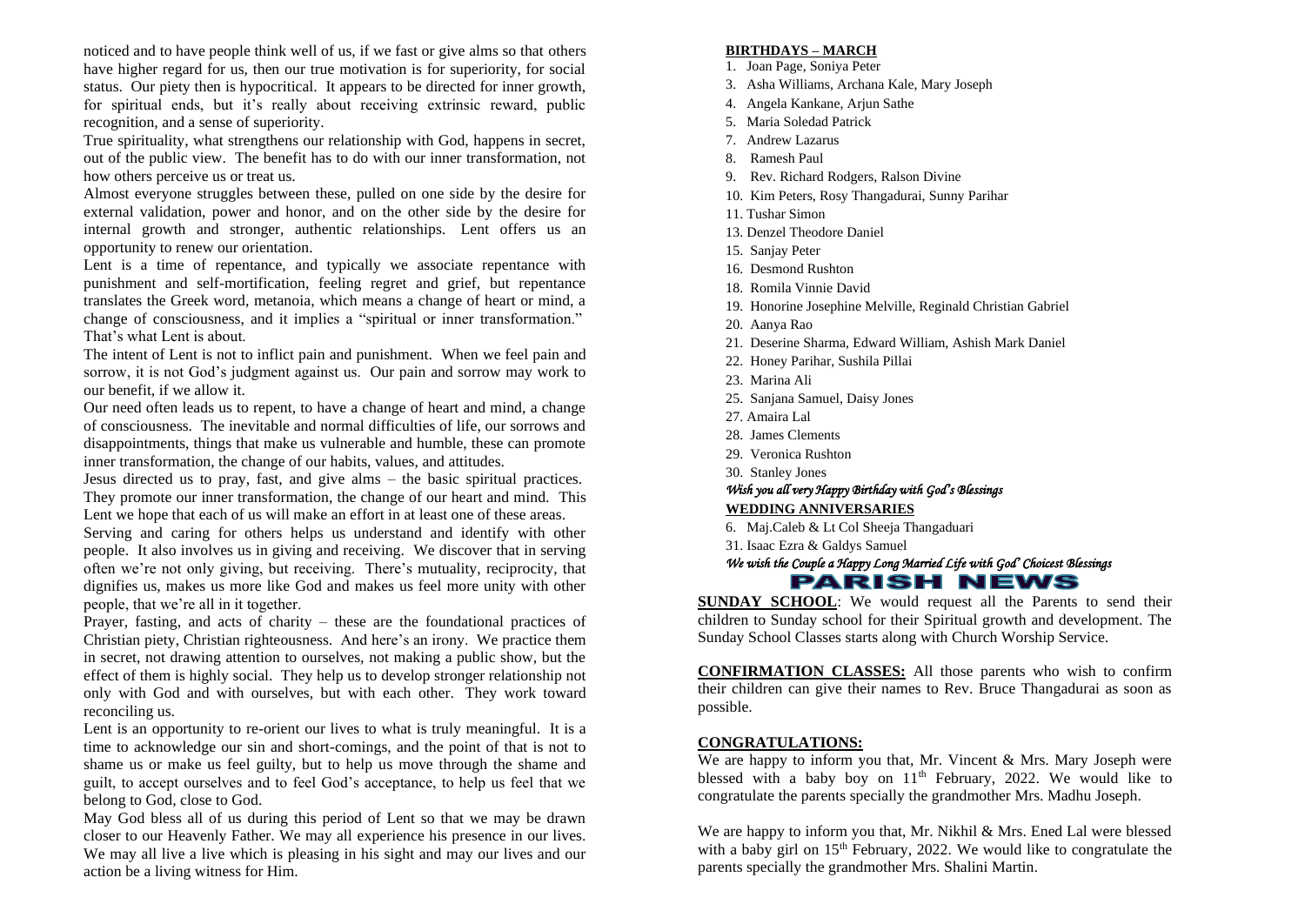noticed and to have people think well of us, if we fast or give alms so that others have higher regard for us, then our true motivation is for superiority, for social status. Our piety then is hypocritical. It appears to be directed for inner growth, for spiritual ends, but it's really about receiving extrinsic reward, public recognition, and a sense of superiority.

True spirituality, what strengthens our relationship with God, happens in secret, out of the public view. The benefit has to do with our inner transformation, not how others perceive us or treat us.

Almost everyone struggles between these, pulled on one side by the desire for external validation, power and honor, and on the other side by the desire for internal growth and stronger, authentic relationships. Lent offers us an opportunity to renew our orientation.

Lent is a time of repentance, and typically we associate repentance with punishment and self-mortification, feeling regret and grief, but repentance translates the Greek word, metanoia, which means a change of heart or mind, a change of consciousness, and it implies a "spiritual or inner transformation." That's what Lent is about.

The intent of Lent is not to inflict pain and punishment. When we feel pain and sorrow, it is not God's judgment against us. Our pain and sorrow may work to our benefit, if we allow it.

Our need often leads us to repent, to have a change of heart and mind, a change of consciousness. The inevitable and normal difficulties of life, our sorrows and disappointments, things that make us vulnerable and humble, these can promote inner transformation, the change of our habits, values, and attitudes.

Jesus directed us to pray, fast, and give alms – the basic spiritual practices. They promote our inner transformation, the change of our heart and mind. This Lent we hope that each of us will make an effort in at least one of these areas.

Serving and caring for others helps us understand and identify with other people. It also involves us in giving and receiving. We discover that in serving often we're not only giving, but receiving. There's mutuality, reciprocity, that dignifies us, makes us more like God and makes us feel more unity with other people, that we're all in it together.

Prayer, fasting, and acts of charity – these are the foundational practices of Christian piety, Christian righteousness. And here's an irony. We practice them in secret, not drawing attention to ourselves, not making a public show, but the effect of them is highly social. They help us to develop stronger relationship not only with God and with ourselves, but with each other. They work toward reconciling us.

Lent is an opportunity to re-orient our lives to what is truly meaningful. It is a time to acknowledge our sin and short-comings, and the point of that is not to shame us or make us feel guilty, but to help us move through the shame and guilt, to accept ourselves and to feel God's acceptance, to help us feel that we belong to God, close to God.

May God bless all of us during this period of Lent so that we may be drawn closer to our Heavenly Father. We may all experience his presence in our lives. We may all live a live which is pleasing in his sight and may our lives and our action be a living witness for Him.

**BIRTHDAYS – MARCH**

1. Joan Page, Soniya Peter
3. Asha Williams, Archana Kale, Mary Joseph
4. Angela Kankane, Arjun Sathe
5. Maria Soledad Patrick
7. Andrew Lazarus
8. Ramesh Paul
9. Rev. Richard Rodgers, Ralson Divine
10. Kim Peters, Rosy Thangadurai, Sunny Parihar
11. Tushar Simon
13. Denzel Theodore Daniel
15. Sanjay Peter
16. Desmond Rushton
18. Romila Vinnie David
19. Honorine Josephine Melville, Reginald Christian Gabriel
20. Aanya Rao
21. Deserine Sharma, Edward William, Ashish Mark Daniel
22. Honey Parihar, Sushila Pillai
23. Marina Ali
25. Sanjana Samuel, Daisy Jones
27. Amaira Lal
28. James Clements
29. Veronica Rushton
30. Stanley Jones

*Wish you all very Happy Birthday with God's Blessings*

**WEDDING ANNIVERSARIES**

6. Maj.Caleb & Lt Col Sheeja Thangaduari
31. Isaac Ezra & Galdys Samuel

*We wish the Couple a Happy Long Married Life with God' Choicest Blessings*

# PARISH NEWS

**SUNDAY SCHOOL**: We would request all the Parents to send their children to Sunday school for their Spiritual growth and development. The Sunday School Classes starts along with Church Worship Service.

**CONFIRMATION CLASSES:** All those parents who wish to confirm their children can give their names to Rev. Bruce Thangadurai as soon as possible.

**CONGRATULATIONS:**

We are happy to inform you that, Mr. Vincent & Mrs. Mary Joseph were blessed with a baby boy on 11th February, 2022. We would like to congratulate the parents specially the grandmother Mrs. Madhu Joseph.

We are happy to inform you that, Mr. Nikhil & Mrs. Ened Lal were blessed with a baby girl on 15th February, 2022. We would like to congratulate the parents specially the grandmother Mrs. Shalini Martin.